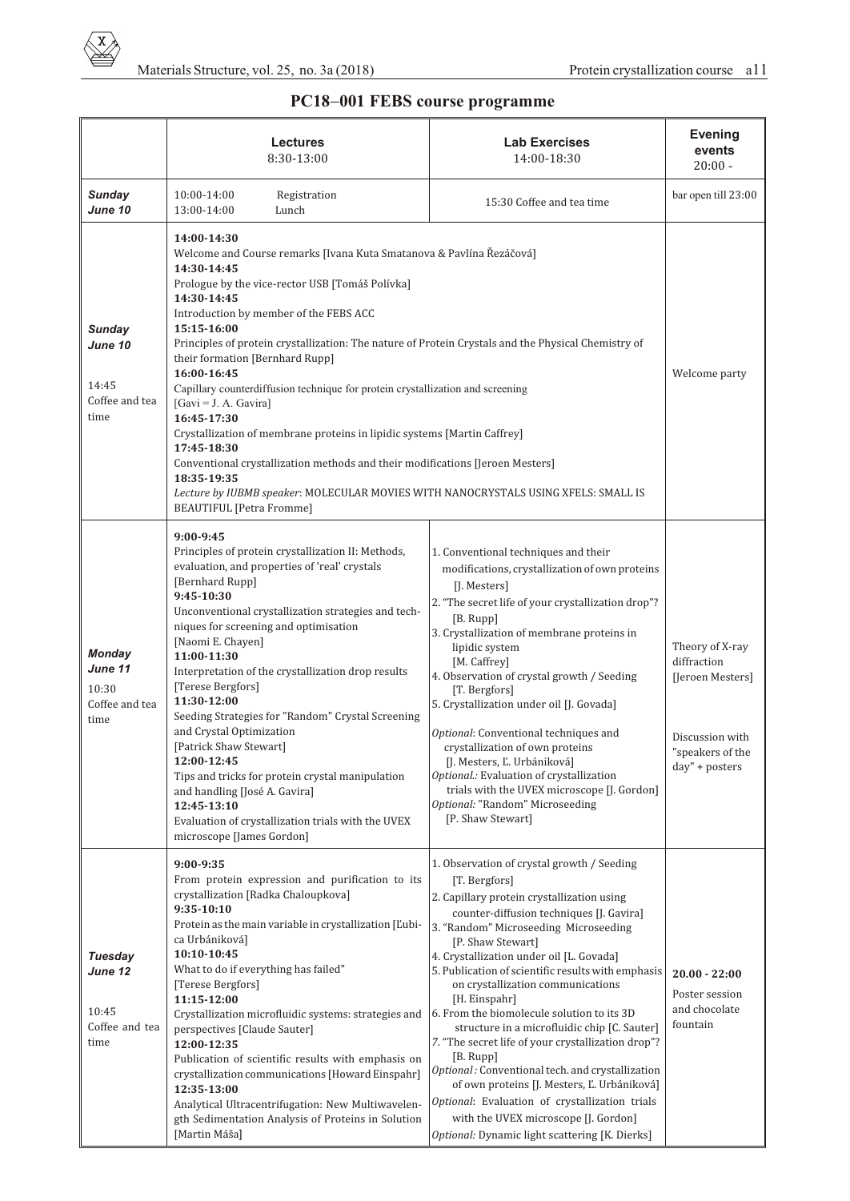## PC18–001 FEBS course programme

| | Lectures 8:30-13:00 | Lab Exercises 14:00-18:30 | Evening events 20:00 - |
|---|---|---|---|
| ***Sunday June 10*** | 10:00-14:00 Registration<br>13:00-14:00 Lunch | 15:30 Coffee and tea time | bar open till 23:00 |
| ***Sunday June 10***<br><br>14:45 Coffee and tea time | **14:00-14:30**<br>Welcome and Course remarks [Ivana Kuta Smatanova & Pavlína Řezáčová]<br>**14:30-14:45**<br>Prologue by the vice-rector USB [Tomáš Polívka]<br>**14:30-14:45**<br>Introduction by member of the FEBS ACC<br>**15:15-16:00**<br>Principles of protein crystallization: The nature of Protein Crystals and the Physical Chemistry of their formation [Bernhard Rupp]<br>**16:00-16:45**<br>Capillary counterdiffusion technique for protein crystallization and screening [Gavi = J. A. Gavira]<br>**16:45-17:30**<br>Crystallization of membrane proteins in lipidic systems [Martin Caffrey]<br>**17:45-18:30**<br>Conventional crystallization methods and their modifications [Jeroen Mesters]<br>**18:35-19:35**<br>*Lecture by IUBMB speaker*: MOLECULAR MOVIES WITH NANOCRYSTALS USING XFELS: SMALL IS BEAUTIFUL [Petra Fromme] | | Welcome party |
| ***Monday June 11***<br><br>10:30 Coffee and tea time | **9:00-9:45**<br>Principles of protein crystallization II: Methods, evaluation, and properties of 'real' crystals [Bernhard Rupp]<br>**9:45-10:30**<br>Unconventional crystallization strategies and techniques for screening and optimisation [Naomi E. Chayen]<br>**11:00-11:30**<br>Interpretation of the crystallization drop results [Terese Bergfors]<br>**11:30-12:00**<br>Seeding Strategies for "Random" Crystal Screening and Crystal Optimization [Patrick Shaw Stewart]<br>**12:00-12:45**<br>Tips and tricks for protein crystal manipulation and handling [José A. Gavira]<br>**12:45-13:10**<br>Evaluation of crystallization trials with the UVEX microscope [James Gordon] | 1. Conventional techniques and their modifications, crystallization of own proteins [J. Mesters]<br>2. "The secret life of your crystallization drop"? [B. Rupp]<br>3. Crystallization of membrane proteins in lipidic system [M. Caffrey]<br>4. Observation of crystal growth / Seeding [T. Bergfors]<br>5. Crystallization under oil [J. Govada]<br><br>*Optional*: Conventional techniques and crystallization of own proteins [J. Mesters, Ľ. Urbániková]<br>*Optional.:* Evaluation of crystallization trials with the UVEX microscope [J. Gordon]<br>*Optional:* "Random" Microseeding [P. Shaw Stewart] | Theory of X-ray diffraction [Jeroen Mesters]<br><br>Discussion with "speakers of the day" + posters |
| ***Tuesday June 12***<br><br>10:45 Coffee and tea time | **9:00-9:35**<br>From protein expression and purification to its crystallization [Radka Chaloupkova]<br>**9:35-10:10**<br>Protein as the main variable in crystallization [Ľubica Urbániková]<br>**10:10-10:45**<br>What to do if everything has failed" [Terese Bergfors]<br>**11:15-12:00**<br>Crystallization microfluidic systems: strategies and perspectives [Claude Sauter]<br>**12:00-12:35**<br>Publication of scientific results with emphasis on crystallization communications [Howard Einspahr]<br>**12:35-13:00**<br>Analytical Ultracentrifugation: New Multiwavelength Sedimentation Analysis of Proteins in Solution [Martin Máša] | 1. Observation of crystal growth / Seeding [T. Bergfors]<br>2. Capillary protein crystallization using counter-diffusion techniques [J. Gavira]<br>3. "Random" Microseeding Microseeding [P. Shaw Stewart]<br>4. Crystallization under oil [L. Govada]<br>5. Publication of scientific results with emphasis on crystallization communications [H. Einspahr]<br>6. From the biomolecule solution to its 3D structure in a microfluidic chip [C. Sauter]<br>7. "The secret life of your crystallization drop"? [B. Rupp]<br>*Optional* : Conventional tech. and crystallization of own proteins [J. Mesters, Ľ. Urbániková]<br>*Optional*: Evaluation of crystallization trials with the UVEX microscope [J. Gordon]<br>*Optional:* Dynamic light scattering [K. Dierks] | **20.00 - 22:00**<br>Poster session and chocolate fountain |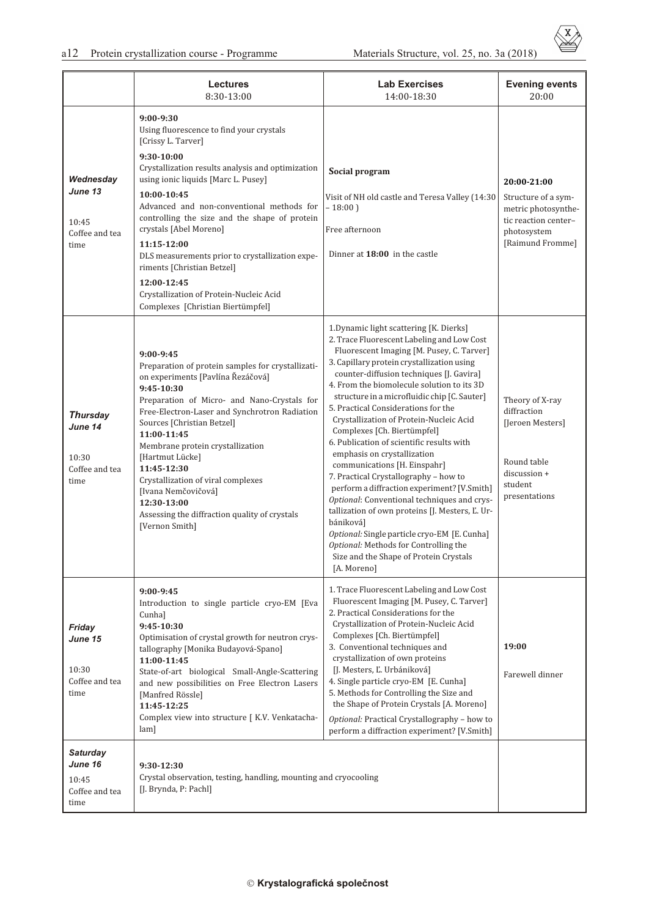| | Lectures 8:30-13:00 | Lab Exercises 14:00-18:30 | Evening events 20:00 |
|---|---|---|---|
| ***Wednesday June 13*** <br> 10:45 Coffee and tea time | **9:00-9:30** Using fluorescence to find your crystals [Crissy L. Tarver] <br> **9:30-10:00** Crystallization results analysis and optimization using ionic liquids [Marc L. Pusey] <br> **10:00-10:45** Advanced and non-conventional methods for controlling the size and the shape of protein crystals [Abel Moreno] <br> **11:15-12:00** DLS measurements prior to crystallization experiments [Christian Betzel] <br> **12:00-12:45** Crystallization of Protein-Nucleic Acid Complexes [Christian Biertümpfel] | **Social program** <br> Visit of NH old castle and Teresa Valley (14:30 – 18:00 ) <br> Free afternoon <br> Dinner at **18:00** in the castle | **20:00-21:00** <br> Structure of a symmetric photosynthetic reaction center–photosystem [Raimund Fromme] |
| ***Thursday June 14*** <br> 10:30 Coffee and tea time | **9:00-9:45** Preparation of protein samples for crystallization experiments [Pavlína Řezáčová] <br> **9:45-10:30** Preparation of Micro- and Nano-Crystals for Free-Electron-Laser and Synchrotron Radiation Sources [Christian Betzel] <br> **11:00-11:45** Membrane protein crystallization [Hartmut Lücke] <br> **11:45-12:30** Crystallization of viral complexes [Ivana Nemčovičová] <br> **12:30-13:00** Assessing the diffraction quality of crystals [Vernon Smith] | 1.Dynamic light scattering [K. Dierks] <br> 2. Trace Fluorescent Labeling and Low Cost Fluorescent Imaging [M. Pusey, C. Tarver] <br> 3. Capillary protein crystallization using counter-diffusion techniques [J. Gavira] <br> 4. From the biomolecule solution to its 3D structure in a microfluidic chip [C. Sauter] <br> 5. Practical Considerations for the Crystallization of Protein-Nucleic Acid Complexes [Ch. Biertümpfel] <br> 6. Publication of scientific results with emphasis on crystallization communications [H. Einspahr] <br> 7. Practical Crystallography – how to perform a diffraction experiment? [V.Smith] <br> *Optional*: Conventional techniques and crystallization of own proteins [J. Mesters, Ľ. Urbániková] <br> *Optional:* Single particle cryo-EM [E. Cunha] <br> *Optional:* Methods for Controlling the Size and the Shape of Protein Crystals [A. Moreno] | Theory of X-ray diffraction [Jeroen Mesters] <br> Round table discussion + student presentations |
| ***Friday June 15*** <br> 10:30 Coffee and tea time | **9:00-9:45** Introduction to single particle cryo-EM [Eva Cunha] <br> **9:45-10:30** Optimisation of crystal growth for neutron crystallography [Monika Budayová-Spano] <br> **11:00-11:45** State-of-art biological Small-Angle-Scattering and new possibilities on Free Electron Lasers [Manfred Rössle] <br> **11:45-12:25** Complex view into structure [ K.V. Venkatachalam] | 1. Trace Fluorescent Labeling and Low Cost Fluorescent Imaging [M. Pusey, C. Tarver] <br> 2. Practical Considerations for the Crystallization of Protein-Nucleic Acid Complexes [Ch. Biertümpfel] <br> 3. Conventional techniques and crystallization of own proteins [J. Mesters, Ľ. Urbániková] <br> 4. Single particle cryo-EM [E. Cunha] <br> 5. Methods for Controlling the Size and the Shape of Protein Crystals [A. Moreno] <br> *Optional:* Practical Crystallography – how to perform a diffraction experiment? [V.Smith] | **19:00** <br> Farewell dinner |
| ***Saturday June 16*** <br> 10:45 Coffee and tea time | **9:30-12:30** Crystal observation, testing, handling, mounting and cryocooling [J. Brynda, P: Pachl] | | |

© **Krystalografická společnost**